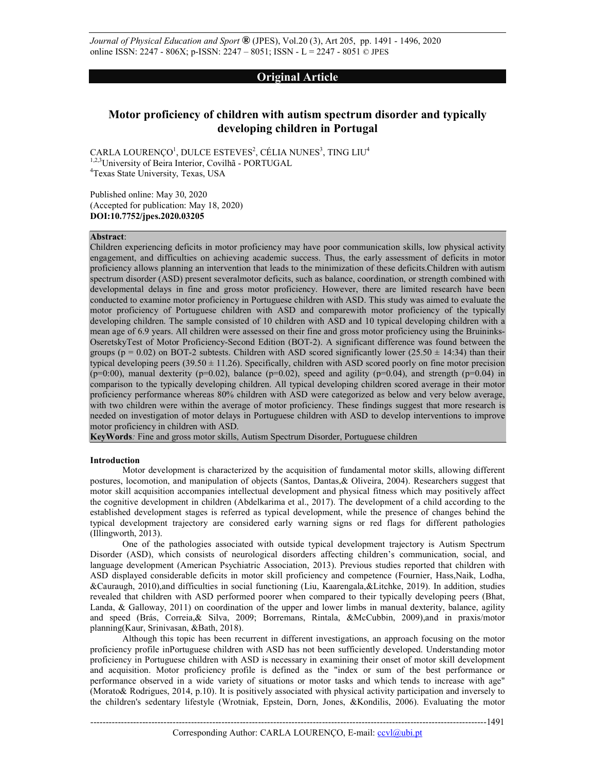## Original Article

# Motor proficiency of children with autism spectrum disorder and typically developing children in Portugal

CARLA LOURENÇO[1], DULCE ESTEVES[2], CÉLIA NUNES[3], TING LIU[4]
[1,2,3]University of Beira Interior, Covilhã - PORTUGAL
[4]Texas State University, Texas, USA

Published online: May 30, 2020
(Accepted for publication: May 18, 2020)
**DOI:10.7752/jpes.2020.03205**

**Abstract**:
Children experiencing deficits in motor proficiency may have poor communication skills, low physical activity engagement, and difficulties on achieving academic success. Thus, the early assessment of deficits in motor proficiency allows planning an intervention that leads to the minimization of these deficits.Children with autism spectrum disorder (ASD) present severalmotor deficits, such as balance, coordination, or strength combined with developmental delays in fine and gross motor proficiency. However, there are limited research have been conducted to examine motor proficiency in Portuguese children with ASD. This study was aimed to evaluate the motor proficiency of Portuguese children with ASD and comparewith motor proficiency of the typically developing children. The sample consisted of 10 children with ASD and 10 typical developing children with a mean age of 6.9 years. All children were assessed on their fine and gross motor proficiency using the Bruininks-OseretskyTest of Motor Proficiency-Second Edition (BOT-2). A significant difference was found between the groups (p = 0.02) on BOT-2 subtests. Children with ASD scored significantly lower (25.50 ± 14:34) than their typical developing peers (39.50 ± 11.26). Specifically, children with ASD scored poorly on fine motor precision (p=0:00), manual dexterity (p=0.02), balance (p=0.02), speed and agility (p=0.04), and strength (p=0.04) in comparison to the typically developing children. All typical developing children scored average in their motor proficiency performance whereas 80% children with ASD were categorized as below and very below average, with two children were within the average of motor proficiency. These findings suggest that more research is needed on investigation of motor delays in Portuguese children with ASD to develop interventions to improve motor proficiency in children with ASD.
**KeyWords***:* Fine and gross motor skills, Autism Spectrum Disorder, Portuguese children

## Introduction

Motor development is characterized by the acquisition of fundamental motor skills, allowing different postures, locomotion, and manipulation of objects (Santos, Dantas,& Oliveira, 2004). Researchers suggest that motor skill acquisition accompanies intellectual development and physical fitness which may positively affect the cognitive development in children (Abdelkarima et al., 2017). The development of a child according to the established development stages is referred as typical development, while the presence of changes behind the typical development trajectory are considered early warning signs or red flags for different pathologies (Illingworth, 2013).

One of the pathologies associated with outside typical development trajectory is Autism Spectrum Disorder (ASD), which consists of neurological disorders affecting children's communication, social, and language development (American Psychiatric Association, 2013). Previous studies reported that children with ASD displayed considerable deficits in motor skill proficiency and competence (Fournier, Hass,Naik, Lodha, &Cauraugh, 2010),and difficulties in social functioning (Liu, Kaarengala,&Litchke, 2019). In addition, studies revealed that children with ASD performed poorer when compared to their typically developing peers (Bhat, Landa, & Galloway, 2011) on coordination of the upper and lower limbs in manual dexterity, balance, agility and speed (Brás, Correia,& Silva, 2009; Borremans, Rintala, &McCubbin, 2009),and in praxis/motor planning(Kaur, Srinivasan, &Bath, 2018).

Although this topic has been recurrent in different investigations, an approach focusing on the motor proficiency profile inPortuguese children with ASD has not been sufficiently developed. Understanding motor proficiency in Portuguese children with ASD is necessary in examining their onset of motor skill development and acquisition. Motor proficiency profile is defined as the "index or sum of the best performance or performance observed in a wide variety of situations or motor tasks and which tends to increase with age" (Morato& Rodrigues, 2014, p.10). It is positively associated with physical activity participation and inversely to the children's sedentary lifestyle (Wrotniak, Epstein, Dorn, Jones, &Kondilis, 2006). Evaluating the motor

Corresponding Author: CARLA LOURENÇO, E-mail: ccvl@ubi.pt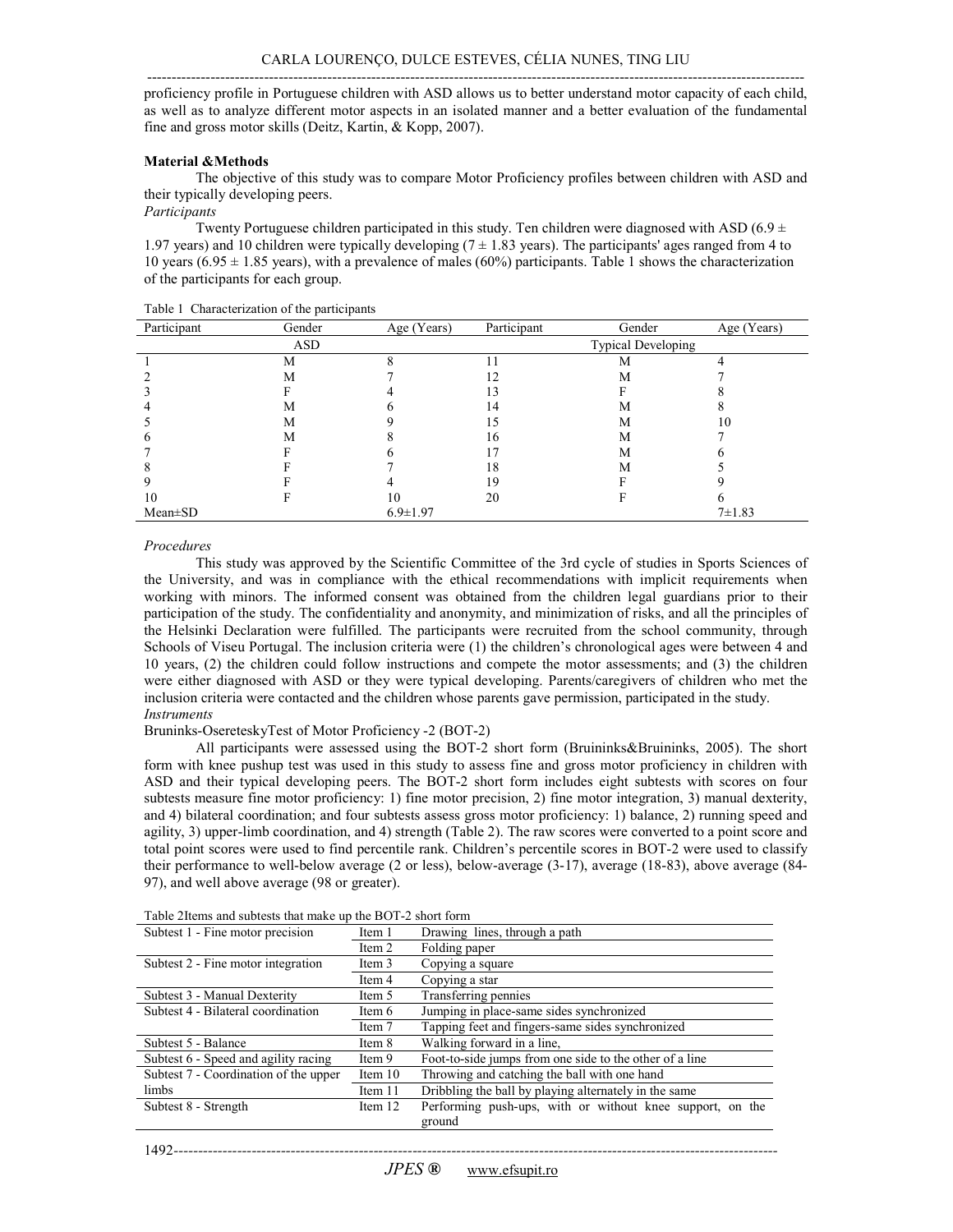proficiency profile in Portuguese children with ASD allows us to better understand motor capacity of each child, as well as to analyze different motor aspects in an isolated manner and a better evaluation of the fundamental fine and gross motor skills (Deitz, Kartin, & Kopp, 2007).

**Material &Methods**

The objective of this study was to compare Motor Proficiency profiles between children with ASD and their typically developing peers.

*Participants*

Twenty Portuguese children participated in this study. Ten children were diagnosed with ASD (6.9 ± 1.97 years) and 10 children were typically developing (7 ± 1.83 years). The participants' ages ranged from 4 to 10 years (6.95 ± 1.85 years), with a prevalence of males (60%) participants. Table 1 shows the characterization of the participants for each group.

Table 1 Characterization of the participants

| Participant | Gender | Age (Years) | Participant | Gender | Age (Years) |
|---|---|---|---|---|---|
| | ASD | | | Typical Developing | |
| 1 | M | 8 | 11 | M | 4 |
| 2 | M | 7 | 12 | M | 7 |
| 3 | F | 4 | 13 | F | 8 |
| 4 | M | 6 | 14 | M | 8 |
| 5 | M | 9 | 15 | M | 10 |
| 6 | M | 8 | 16 | M | 7 |
| 7 | F | 6 | 17 | M | 6 |
| 8 | F | 7 | 18 | M | 5 |
| 9 | F | 4 | 19 | F | 9 |
| 10 | F | 10 | 20 | F | 6 |
| Mean±SD | | 6.9±1.97 | | | 7±1.83 |

*Procedures*

This study was approved by the Scientific Committee of the 3rd cycle of studies in Sports Sciences of the University, and was in compliance with the ethical recommendations with implicit requirements when working with minors. The informed consent was obtained from the children legal guardians prior to their participation of the study. The confidentiality and anonymity, and minimization of risks, and all the principles of the Helsinki Declaration were fulfilled. The participants were recruited from the school community, through Schools of Viseu Portugal. The inclusion criteria were (1) the children's chronological ages were between 4 and 10 years, (2) the children could follow instructions and compete the motor assessments; and (3) the children were either diagnosed with ASD or they were typical developing. Parents/caregivers of children who met the inclusion criteria were contacted and the children whose parents gave permission, participated in the study.

*Instruments*

Bruninks-OsereteskyTest of Motor Proficiency -2 (BOT-2)

All participants were assessed using the BOT-2 short form (Bruininks&Bruininks, 2005). The short form with knee pushup test was used in this study to assess fine and gross motor proficiency in children with ASD and their typical developing peers. The BOT-2 short form includes eight subtests with scores on four subtests measure fine motor proficiency: 1) fine motor precision, 2) fine motor integration, 3) manual dexterity, and 4) bilateral coordination; and four subtests assess gross motor proficiency: 1) balance, 2) running speed and agility, 3) upper-limb coordination, and 4) strength (Table 2). The raw scores were converted to a point score and total point scores were used to find percentile rank. Children's percentile scores in BOT-2 were used to classify their performance to well-below average (2 or less), below-average (3-17), average (18-83), above average (84-97), and well above average (98 or greater).

Table 2Items and subtests that make up the BOT-2 short form

| | | |
|---|---|---|
| Subtest 1 - Fine motor precision | Item 1 | Drawing lines, through a path |
| | Item 2 | Folding paper |
| Subtest 2 - Fine motor integration | Item 3 | Copying a square |
| | Item 4 | Copying a star |
| Subtest 3 - Manual Dexterity | Item 5 | Transferring pennies |
| Subtest 4 - Bilateral coordination | Item 6 | Jumping in place-same sides synchronized |
| | Item 7 | Tapping feet and fingers-same sides synchronized |
| Subtest 5 - Balance | Item 8 | Walking forward in a line, |
| Subtest 6 - Speed and agility racing | Item 9 | Foot-to-side jumps from one side to the other of a line |
| Subtest 7 - Coordination of the upper limbs | Item 10 | Throwing and catching the ball with one hand |
| | Item 11 | Dribbling the ball by playing alternately in the same |
| Subtest 8 - Strength | Item 12 | Performing push-ups, with or without knee support, on the ground |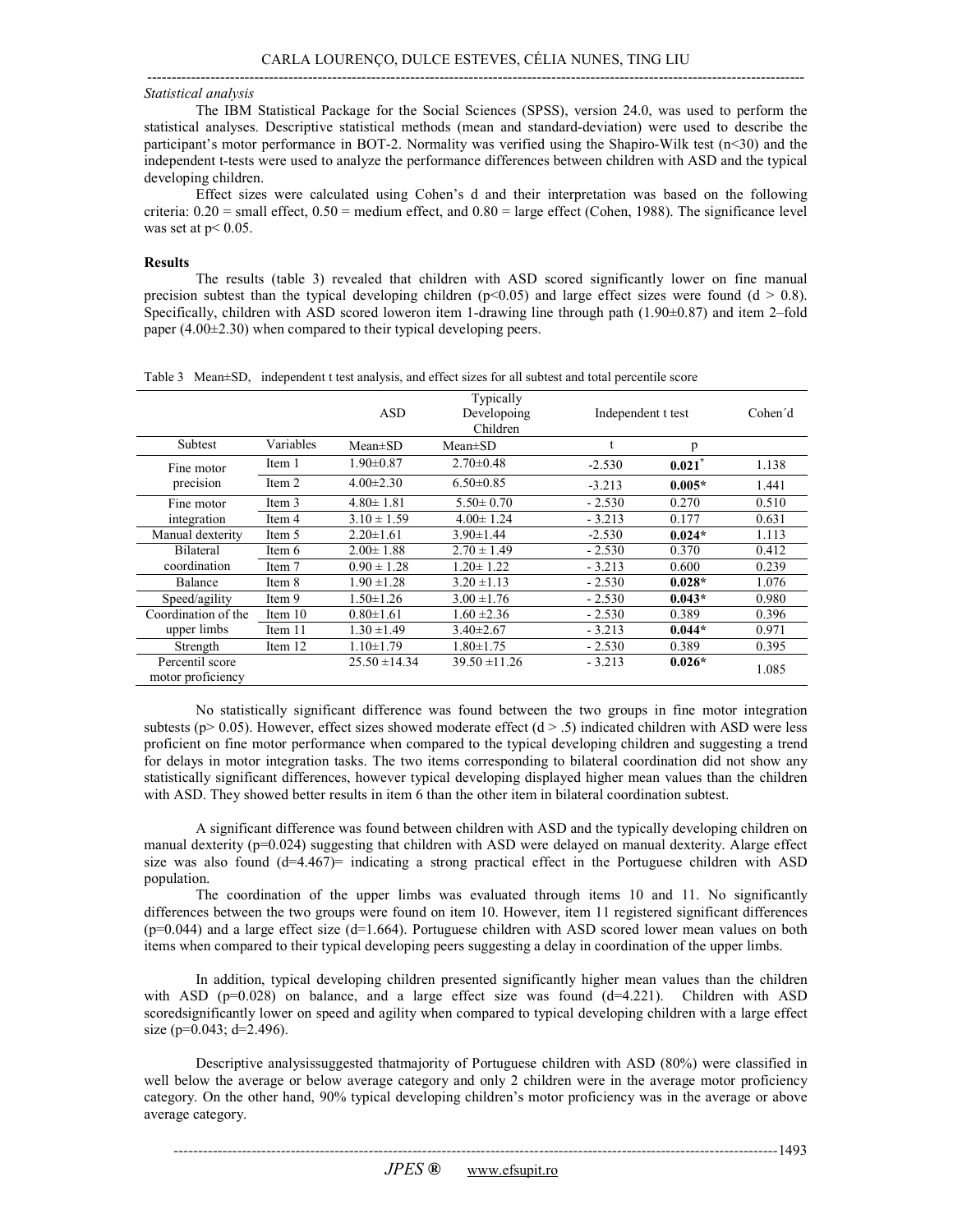*Statistical analysis*

The IBM Statistical Package for the Social Sciences (SPSS), version 24.0, was used to perform the statistical analyses. Descriptive statistical methods (mean and standard-deviation) were used to describe the participant's motor performance in BOT-2. Normality was verified using the Shapiro-Wilk test (n<30) and the independent t-tests were used to analyze the performance differences between children with ASD and the typical developing children.

Effect sizes were calculated using Cohen's d and their interpretation was based on the following criteria: 0.20 = small effect, 0.50 = medium effect, and 0.80 = large effect (Cohen, 1988). The significance level was set at p< 0.05.

**Results**

The results (table 3) revealed that children with ASD scored significantly lower on fine manual precision subtest than the typical developing children (p<0.05) and large effect sizes were found (d > 0.8). Specifically, children with ASD scored loweron item 1-drawing line through path (1.90±0.87) and item 2–fold paper (4.00±2.30) when compared to their typical developing peers.

Table 3 Mean±SD, independent t test analysis, and effect sizes for all subtest and total percentile score

| | | ASD | Typically Developoing Children | Independent t test | | Cohen´d |
|---|---|---|---|---|---|---|
| Subtest | Variables | Mean±SD | Mean±SD | t | p | |
| Fine motor precision | Item 1 | 1.90±0.87 | 2.70±0.48 | -2.530 | **0.021*** | 1.138 |
| | Item 2 | 4.00±2.30 | 6.50±0.85 | -3.213 | **0.005*** | 1.441 |
| Fine motor integration | Item 3 | 4.80± 1.81 | 5.50± 0.70 | - 2.530 | 0.270 | 0.510 |
| | Item 4 | 3.10 ± 1.59 | 4.00± 1.24 | - 3.213 | 0.177 | 0.631 |
| Manual dexterity | Item 5 | 2.20±1.61 | 3.90±1.44 | -2.530 | **0.024*** | 1.113 |
| Bilateral coordination | Item 6 | 2.00± 1.88 | 2.70 ± 1.49 | - 2.530 | 0.370 | 0.412 |
| | Item 7 | 0.90 ± 1.28 | 1.20± 1.22 | - 3.213 | 0.600 | 0.239 |
| Balance | Item 8 | 1.90 ±1.28 | 3.20 ±1.13 | - 2.530 | **0.028*** | 1.076 |
| Speed/agility | Item 9 | 1.50±1.26 | 3.00 ±1.76 | - 2.530 | **0.043*** | 0.980 |
| Coordination of the upper limbs | Item 10 | 0.80±1.61 | 1.60 ±2.36 | - 2.530 | 0.389 | 0.396 |
| | Item 11 | 1.30 ±1.49 | 3.40±2.67 | - 3.213 | **0.044*** | 0.971 |
| Strength | Item 12 | 1.10±1.79 | 1.80±1.75 | - 2.530 | 0.389 | 0.395 |
| Percentil score motor proficiency | | 25.50 ±14.34 | 39.50 ±11.26 | - 3.213 | **0.026*** | 1.085 |

No statistically significant difference was found between the two groups in fine motor integration subtests (p> 0.05). However, effect sizes showed moderate effect (d > .5) indicated children with ASD were less proficient on fine motor performance when compared to the typical developing children and suggesting a trend for delays in motor integration tasks. The two items corresponding to bilateral coordination did not show any statistically significant differences, however typical developing displayed higher mean values than the children with ASD. They showed better results in item 6 than the other item in bilateral coordination subtest.

A significant difference was found between children with ASD and the typically developing children on manual dexterity (p=0.024) suggesting that children with ASD were delayed on manual dexterity. Alarge effect size was also found (d=4.467)= indicating a strong practical effect in the Portuguese children with ASD population.

The coordination of the upper limbs was evaluated through items 10 and 11. No significantly differences between the two groups were found on item 10. However, item 11 registered significant differences (p=0.044) and a large effect size (d=1.664). Portuguese children with ASD scored lower mean values on both items when compared to their typical developing peers suggesting a delay in coordination of the upper limbs.

In addition, typical developing children presented significantly higher mean values than the children with ASD (p=0.028) on balance, and a large effect size was found (d=4.221). Children with ASD scoredsignificantly lower on speed and agility when compared to typical developing children with a large effect size (p=0.043; d=2.496).

Descriptive analysissuggested thatmajority of Portuguese children with ASD (80%) were classified in well below the average or below average category and only 2 children were in the average motor proficiency category. On the other hand, 90% typical developing children's motor proficiency was in the average or above average category.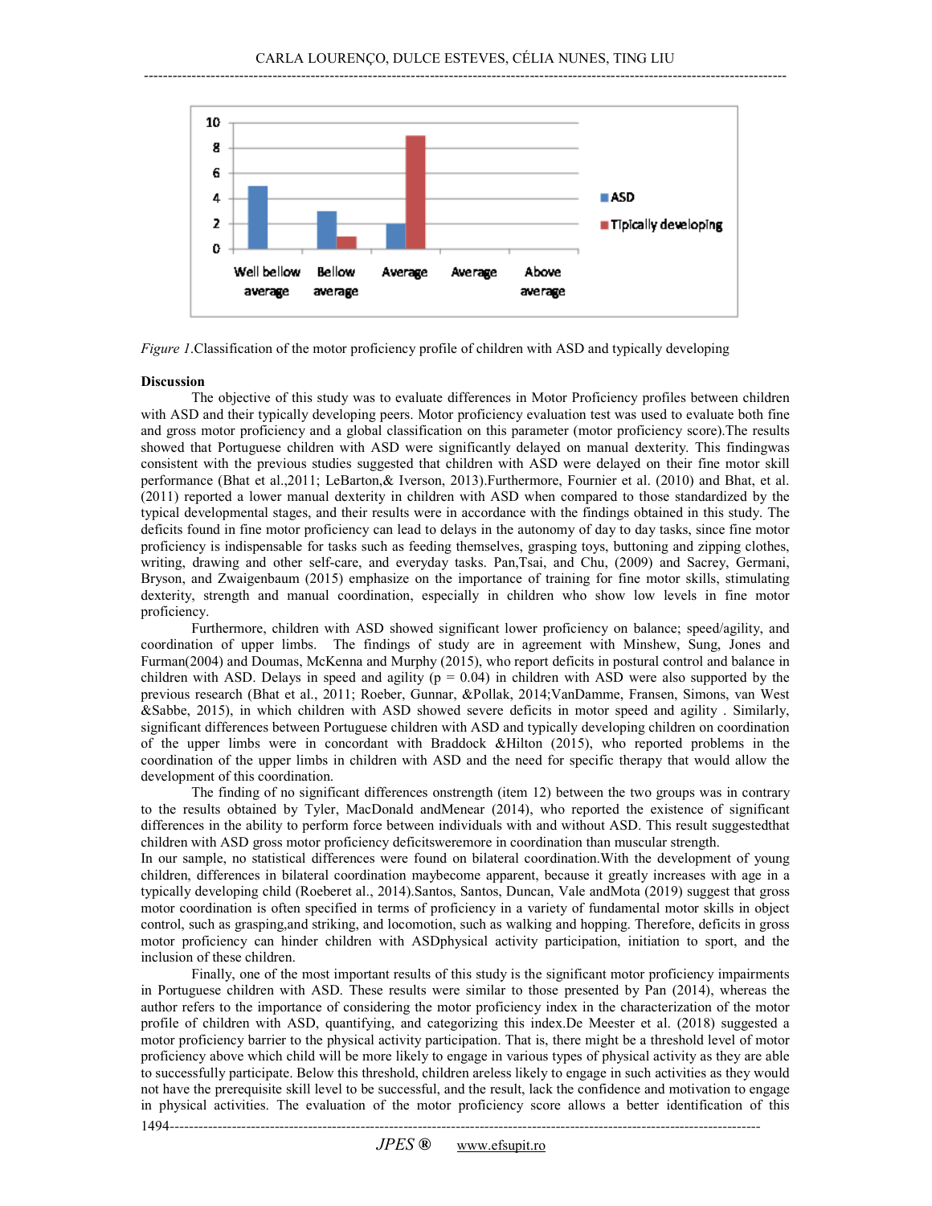*Figure 1.*Classification of the motor proficiency profile of children with ASD and typically developing

**Discussion**

The objective of this study was to evaluate differences in Motor Proficiency profiles between children with ASD and their typically developing peers. Motor proficiency evaluation test was used to evaluate both fine and gross motor proficiency and a global classification on this parameter (motor proficiency score).The results showed that Portuguese children with ASD were significantly delayed on manual dexterity. This findingwas consistent with the previous studies suggested that children with ASD were delayed on their fine motor skill performance (Bhat et al.,2011; LeBarton,& Iverson, 2013).Furthermore, Fournier et al. (2010) and Bhat, et al. (2011) reported a lower manual dexterity in children with ASD when compared to those standardized by the typical developmental stages, and their results were in accordance with the findings obtained in this study. The deficits found in fine motor proficiency can lead to delays in the autonomy of day to day tasks, since fine motor proficiency is indispensable for tasks such as feeding themselves, grasping toys, buttoning and zipping clothes, writing, drawing and other self-care, and everyday tasks. Pan,Tsai, and Chu, (2009) and Sacrey, Germani, Bryson, and Zwaigenbaum (2015) emphasize on the importance of training for fine motor skills, stimulating dexterity, strength and manual coordination, especially in children who show low levels in fine motor proficiency.

Furthermore, children with ASD showed significant lower proficiency on balance; speed/agility, and coordination of upper limbs. The findings of study are in agreement with Minshew, Sung, Jones and Furman(2004) and Doumas, McKenna and Murphy (2015), who report deficits in postural control and balance in children with ASD. Delays in speed and agility ($p = 0.04$) in children with ASD were also supported by the previous research (Bhat et al., 2011; Roeber, Gunnar, &Pollak, 2014;VanDamme, Fransen, Simons, van West &Sabbe, 2015), in which children with ASD showed severe deficits in motor speed and agility . Similarly, significant differences between Portuguese children with ASD and typically developing children on coordination of the upper limbs were in concordant with Braddock &Hilton (2015), who reported problems in the coordination of the upper limbs in children with ASD and the need for specific therapy that would allow the development of this coordination.

The finding of no significant differences onstrength (item 12) between the two groups was in contrary to the results obtained by Tyler, MacDonald andMenear (2014), who reported the existence of significant differences in the ability to perform force between individuals with and without ASD. This result suggestedthat children with ASD gross motor proficiency deficitsweremore in coordination than muscular strength.

In our sample, no statistical differences were found on bilateral coordination.With the development of young children, differences in bilateral coordination maybecome apparent, because it greatly increases with age in a typically developing child (Roeberet al., 2014).Santos, Santos, Duncan, Vale andMota (2019) suggest that gross motor coordination is often specified in terms of proficiency in a variety of fundamental motor skills in object control, such as grasping,and striking, and locomotion, such as walking and hopping. Therefore, deficits in gross motor proficiency can hinder children with ASDphysical activity participation, initiation to sport, and the inclusion of these children.

Finally, one of the most important results of this study is the significant motor proficiency impairments in Portuguese children with ASD. These results were similar to those presented by Pan (2014), whereas the author refers to the importance of considering the motor proficiency index in the characterization of the motor profile of children with ASD, quantifying, and categorizing this index.De Meester et al. (2018) suggested a motor proficiency barrier to the physical activity participation. That is, there might be a threshold level of motor proficiency above which child will be more likely to engage in various types of physical activity as they are able to successfully participate. Below this threshold, children areless likely to engage in such activities as they would not have the prerequisite skill level to be successful, and the result, lack the confidence and motivation to engage in physical activities. The evaluation of the motor proficiency score allows a better identification of this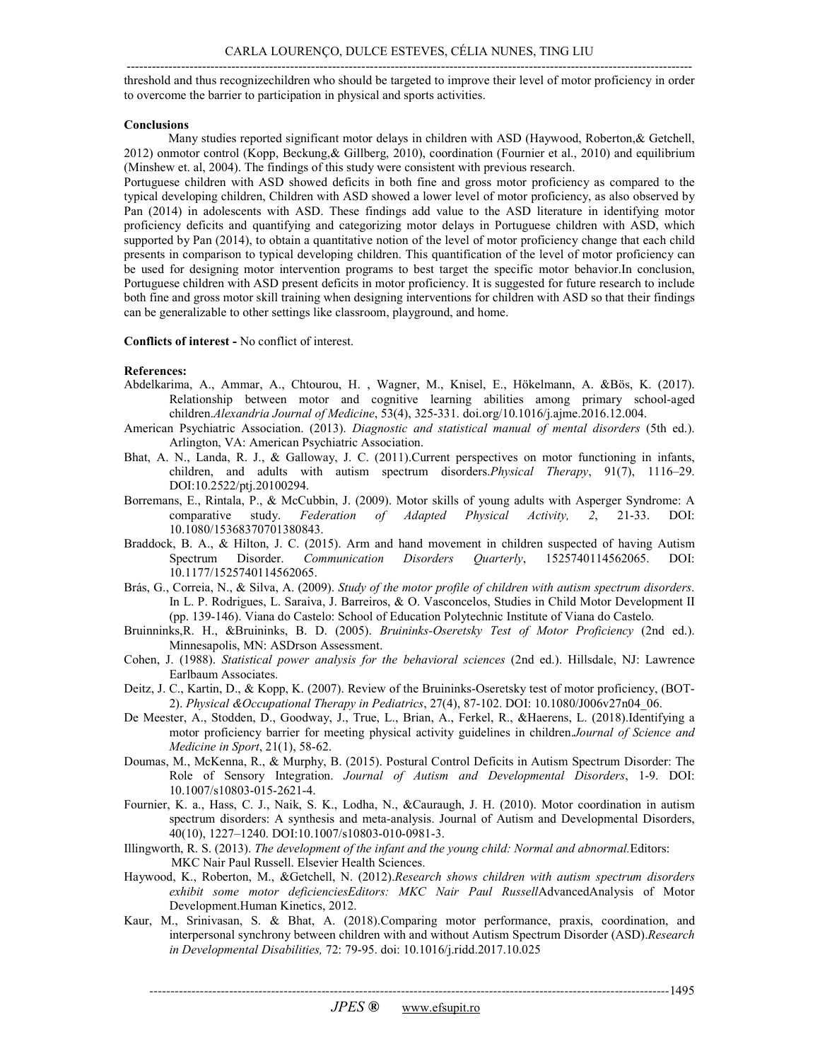threshold and thus recognizechildren who should be targeted to improve their level of motor proficiency in order to overcome the barrier to participation in physical and sports activities.

**Conclusions**

Many studies reported significant motor delays in children with ASD (Haywood, Roberton,& Getchell, 2012) onmotor control (Kopp, Beckung,& Gillberg, 2010), coordination (Fournier et al., 2010) and equilibrium (Minshew et. al, 2004). The findings of this study were consistent with previous research.

Portuguese children with ASD showed deficits in both fine and gross motor proficiency as compared to the typical developing children, Children with ASD showed a lower level of motor proficiency, as also observed by Pan (2014) in adolescents with ASD. These findings add value to the ASD literature in identifying motor proficiency deficits and quantifying and categorizing motor delays in Portuguese children with ASD, which supported by Pan (2014), to obtain a quantitative notion of the level of motor proficiency change that each child presents in comparison to typical developing children. This quantification of the level of motor proficiency can be used for designing motor intervention programs to best target the specific motor behavior.In conclusion, Portuguese children with ASD present deficits in motor proficiency. It is suggested for future research to include both fine and gross motor skill training when designing interventions for children with ASD so that their findings can be generalizable to other settings like classroom, playground, and home.

**Conflicts of interest -** No conflict of interest.

**References:**

Abdelkarima, A., Ammar, A., Chtourou, H. , Wagner, M., Knisel, E., Hökelmann, A. &Bös, K. (2017). Relationship between motor and cognitive learning abilities among primary school-aged children.*Alexandria Journal of Medicine*, 53(4), 325-331. doi.org/10.1016/j.ajme.2016.12.004.

American Psychiatric Association. (2013). *Diagnostic and statistical manual of mental disorders* (5th ed.). Arlington, VA: American Psychiatric Association.

Bhat, A. N., Landa, R. J., & Galloway, J. C. (2011).Current perspectives on motor functioning in infants, children, and adults with autism spectrum disorders.*Physical Therapy*, 91(7), 1116–29. DOI:10.2522/ptj.20100294.

Borremans, E., Rintala, P., & McCubbin, J. (2009). Motor skills of young adults with Asperger Syndrome: A comparative study. *Federation of Adapted Physical Activity, 2*, 21-33. DOI: 10.1080/15368370701380843.

Braddock, B. A., & Hilton, J. C. (2015). Arm and hand movement in children suspected of having Autism Spectrum Disorder. *Communication Disorders Quarterly*, 1525740114562065. DOI: 10.1177/1525740114562065.

Brás, G., Correia, N., & Silva, A. (2009). *Study of the motor profile of children with autism spectrum disorders*. In L. P. Rodrigues, L. Saraiva, J. Barreiros, & O. Vasconcelos, Studies in Child Motor Development II (pp. 139-146). Viana do Castelo: School of Education Polytechnic Institute of Viana do Castelo.

Bruininks,R. H., &Bruininks, B. D. (2005). *Bruininks-Oseretsky Test of Motor Proficiency* (2nd ed.). Minnesapolis, MN: ASDrson Assessment.

Cohen, J. (1988). *Statistical power analysis for the behavioral sciences* (2nd ed.). Hillsdale, NJ: Lawrence Earlbaum Associates.

Deitz, J. C., Kartin, D., & Kopp, K. (2007). Review of the Bruininks-Oseretsky test of motor proficiency, (BOT-2). *Physical &Occupational Therapy in Pediatrics*, 27(4), 87-102. DOI: 10.1080/J006v27n04_06.

De Meester, A., Stodden, D., Goodway, J., True, L., Brian, A., Ferkel, R., &Haerens, L. (2018).Identifying a motor proficiency barrier for meeting physical activity guidelines in children.*Journal of Science and Medicine in Sport*, 21(1), 58-62.

Doumas, M., McKenna, R., & Murphy, B. (2015). Postural Control Deficits in Autism Spectrum Disorder: The Role of Sensory Integration. *Journal of Autism and Developmental Disorders*, 1-9. DOI: 10.1007/s10803-015-2621-4.

Fournier, K. a., Hass, C. J., Naik, S. K., Lodha, N., &Cauraugh, J. H. (2010). Motor coordination in autism spectrum disorders: A synthesis and meta-analysis. Journal of Autism and Developmental Disorders, 40(10), 1227–1240. DOI:10.1007/s10803-010-0981-3.

Illingworth, R. S. (2013). *The development of the infant and the young child: Normal and abnormal.*Editors: MKC Nair Paul Russell. Elsevier Health Sciences.

Haywood, K., Roberton, M., &Getchell, N. (2012).*Research shows children with autism spectrum disorders exhibit some motor deficienciesEditors: MKC Nair Paul Russell*AdvancedAnalysis of Motor Development.Human Kinetics, 2012.

Kaur, M., Srinivasan, S. & Bhat, A. (2018).Comparing motor performance, praxis, coordination, and interpersonal synchrony between children with and without Autism Spectrum Disorder (ASD).*Research in Developmental Disabilities,* 72: 79-95. doi: 10.1016/j.ridd.2017.10.025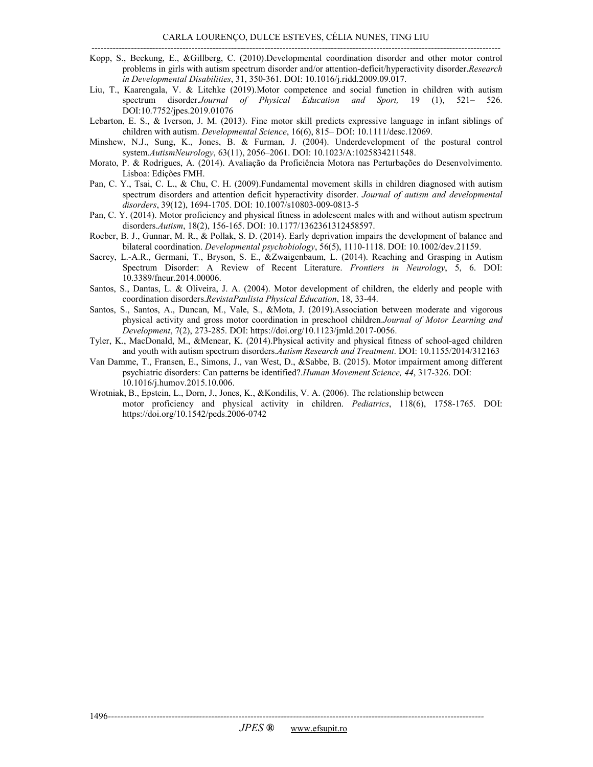Kopp, S., Beckung, E., &Gillberg, C. (2010).Developmental coordination disorder and other motor control problems in girls with autism spectrum disorder and/or attention-deficit/hyperactivity disorder.*Research in Developmental Disabilities*, 31, 350-361. DOI: 10.1016/j.ridd.2009.09.017.

Liu, T., Kaarengala, V. & Litchke (2019).Motor competence and social function in children with autism spectrum disorder.*Journal of Physical Education and Sport,* 19 (1), 521– 526. DOI:10.7752/jpes.2019.01076

Lebarton, E. S., & Iverson, J. M. (2013). Fine motor skill predicts expressive language in infant siblings of children with autism. *Developmental Science*, 16(6), 815– DOI: 10.1111/desc.12069.

Minshew, N.J., Sung, K., Jones, B. & Furman, J. (2004). Underdevelopment of the postural control system.*AutismNeurology*, 63(11), 2056–2061. DOI: 10.1023/A:1025834211548.

Morato, P. & Rodrigues, A. (2014). Avaliação da Proficiência Motora nas Perturbações do Desenvolvimento. Lisboa: Edições FMH.

Pan, C. Y., Tsai, C. L., & Chu, C. H. (2009).Fundamental movement skills in children diagnosed with autism spectrum disorders and attention deficit hyperactivity disorder. *Journal of autism and developmental disorders*, 39(12), 1694-1705. DOI: 10.1007/s10803-009-0813-5

Pan, C. Y. (2014). Motor proficiency and physical fitness in adolescent males with and without autism spectrum disorders.*Autism*, 18(2), 156-165. DOI: 10.1177/1362361312458597.

Roeber, B. J., Gunnar, M. R., & Pollak, S. D. (2014). Early deprivation impairs the development of balance and bilateral coordination. *Developmental psychobiology*, 56(5), 1110-1118. DOI: 10.1002/dev.21159.

Sacrey, L.-A.R., Germani, T., Bryson, S. E., &Zwaigenbaum, L. (2014). Reaching and Grasping in Autism Spectrum Disorder: A Review of Recent Literature. *Frontiers in Neurology*, 5, 6. DOI: 10.3389/fneur.2014.00006.

Santos, S., Dantas, L. & Oliveira, J. A. (2004). Motor development of children, the elderly and people with coordination disorders.*RevistaPaulista Physical Education*, 18, 33-44.

Santos, S., Santos, A., Duncan, M., Vale, S., &Mota, J. (2019).Association between moderate and vigorous physical activity and gross motor coordination in preschool children.*Journal of Motor Learning and Development*, 7(2), 273-285. DOI: https://doi.org/10.1123/jmld.2017-0056.

Tyler, K., MacDonald, M., &Menear, K. (2014).Physical activity and physical fitness of school-aged children and youth with autism spectrum disorders.*Autism Research and Treatment*. DOI: 10.1155/2014/312163

Van Damme, T., Fransen, E., Simons, J., van West, D., &Sabbe, B. (2015). Motor impairment among different psychiatric disorders: Can patterns be identified?.*Human Movement Science, 44*, 317-326. DOI: 10.1016/j.humov.2015.10.006.

Wrotniak, B., Epstein, L., Dorn, J., Jones, K., &Kondilis, V. A. (2006). The relationship between motor proficiency and physical activity in children. *Pediatrics*, 118(6), 1758-1765. DOI: https://doi.org/10.1542/peds.2006-0742